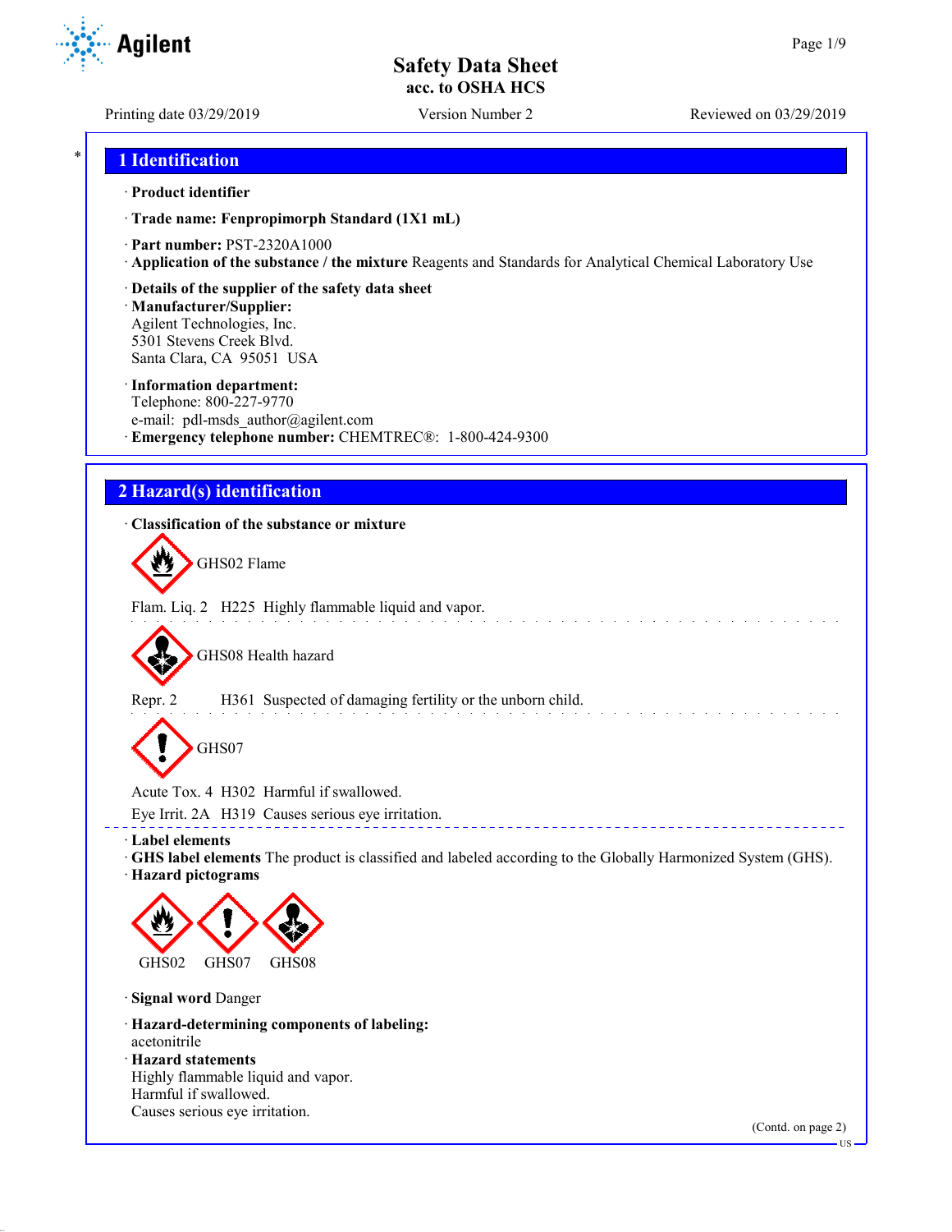# Safety Data Sheet
**acc. to OSHA HCS**

Printing date 03/29/2019 Version Number 2 Reviewed on 03/29/2019

## 1 Identification

· **Product identifier**

· **Trade name: Fenpropimorph Standard (1X1 mL)**

· **Part number:** PST-2320A1000
· **Application of the substance / the mixture** Reagents and Standards for Analytical Chemical Laboratory Use

· **Details of the supplier of the safety data sheet**
· **Manufacturer/Supplier:**
Agilent Technologies, Inc.
5301 Stevens Creek Blvd.
Santa Clara, CA 95051 USA

· **Information department:**
Telephone: 800-227-9770
e-mail: pdl-msds_author@agilent.com
· **Emergency telephone number:** CHEMTREC®: 1-800-424-9300

## 2 Hazard(s) identification

· **Classification of the substance or mixture**

GHS02 Flame

Flam. Liq. 2 H225 Highly flammable liquid and vapor.

GHS08 Health hazard

Repr. 2 H361 Suspected of damaging fertility or the unborn child.

GHS07

Acute Tox. 4 H302 Harmful if swallowed.

Eye Irrit. 2A H319 Causes serious eye irritation.

· **Label elements**
· **GHS label elements** The product is classified and labeled according to the Globally Harmonized System (GHS).
· **Hazard pictograms**

GHS02 GHS07 GHS08

· **Signal word** Danger

· **Hazard-determining components of labeling:**
acetonitrile
· **Hazard statements**
Highly flammable liquid and vapor.
Harmful if swallowed.
Causes serious eye irritation.

(Contd. on page 2)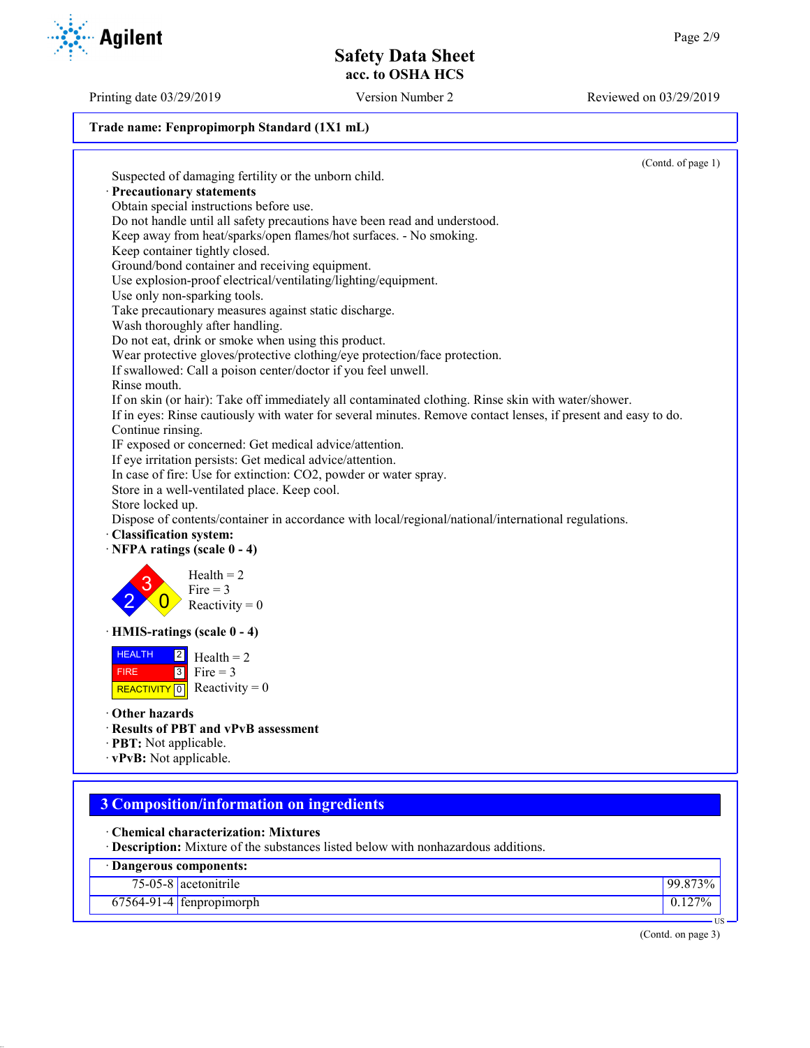Trade name: Fenpropimorph Standard (1X1 mL)

(Contd. of page 1)

Suspected of damaging fertility or the unborn child.

· **Precautionary statements**

Obtain special instructions before use.
Do not handle until all safety precautions have been read and understood.
Keep away from heat/sparks/open flames/hot surfaces. - No smoking.
Keep container tightly closed.
Ground/bond container and receiving equipment.
Use explosion-proof electrical/ventilating/lighting/equipment.
Use only non-sparking tools.
Take precautionary measures against static discharge.
Wash thoroughly after handling.
Do not eat, drink or smoke when using this product.
Wear protective gloves/protective clothing/eye protection/face protection.
If swallowed: Call a poison center/doctor if you feel unwell.
Rinse mouth.
If on skin (or hair): Take off immediately all contaminated clothing. Rinse skin with water/shower.
If in eyes: Rinse cautiously with water for several minutes. Remove contact lenses, if present and easy to do. Continue rinsing.
IF exposed or concerned: Get medical advice/attention.
If eye irritation persists: Get medical advice/attention.
In case of fire: Use for extinction: $CO_2$, powder or water spray.
Store in a well-ventilated place. Keep cool.
Store locked up.
Dispose of contents/container in accordance with local/regional/national/international regulations.

· **Classification system:**

· **NFPA ratings (scale 0 - 4)**

Health = 2
Fire = 3
Reactivity = 0

· **HMIS-ratings (scale 0 - 4)**

| HEALTH | 2 |
|---|---|
| FIRE | 3 |
| REACTIVITY | 0 |

Health = 2
Fire = 3
Reactivity = 0

· **Other hazards**

· **Results of PBT and vPvB assessment**

· **PBT:** Not applicable.

· **vPvB:** Not applicable.

## 3 Composition/information on ingredients

· **Chemical characterization: Mixtures**

· **Description:** Mixture of the substances listed below with nonhazardous additions.

| · Dangerous components: | | |
|---|---|---|
| 75-05-8 | acetonitrile | 99.873% |
| 67564-91-4 | fenpropimorph | 0.127% |

(Contd. on page 3)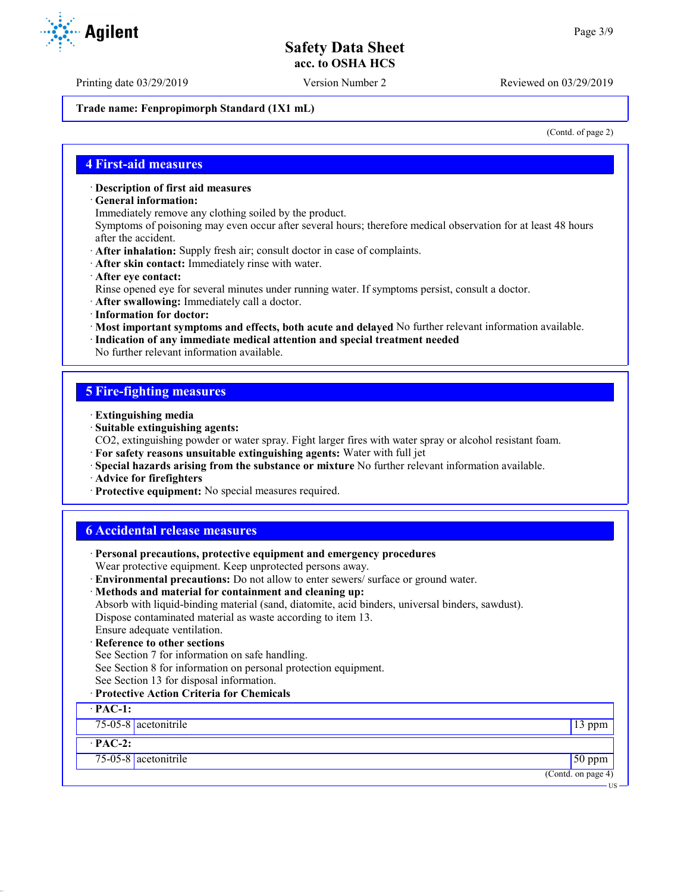**Trade name: Fenpropimorph Standard (1X1 mL)**

(Contd. of page 2)

## 4 First-aid measures

· **Description of first aid measures**
· **General information:**
Immediately remove any clothing soiled by the product.
Symptoms of poisoning may even occur after several hours; therefore medical observation for at least 48 hours after the accident.
· **After inhalation:** Supply fresh air; consult doctor in case of complaints.
· **After skin contact:** Immediately rinse with water.
· **After eye contact:**
Rinse opened eye for several minutes under running water. If symptoms persist, consult a doctor.
· **After swallowing:** Immediately call a doctor.
· **Information for doctor:**
· **Most important symptoms and effects, both acute and delayed** No further relevant information available.
· **Indication of any immediate medical attention and special treatment needed**
No further relevant information available.

## 5 Fire-fighting measures

· **Extinguishing media**
· **Suitable extinguishing agents:**
CO2, extinguishing powder or water spray. Fight larger fires with water spray or alcohol resistant foam.
· **For safety reasons unsuitable extinguishing agents:** Water with full jet
· **Special hazards arising from the substance or mixture** No further relevant information available.
· **Advice for firefighters**
· **Protective equipment:** No special measures required.

## 6 Accidental release measures

· **Personal precautions, protective equipment and emergency procedures**
Wear protective equipment. Keep unprotected persons away.
· **Environmental precautions:** Do not allow to enter sewers/ surface or ground water.
· **Methods and material for containment and cleaning up:**
Absorb with liquid-binding material (sand, diatomite, acid binders, universal binders, sawdust).
Dispose contaminated material as waste according to item 13.
Ensure adequate ventilation.
· **Reference to other sections**
See Section 7 for information on safe handling.
See Section 8 for information on personal protection equipment.
See Section 13 for disposal information.
· **Protective Action Criteria for Chemicals**

| · **PAC-1:** | | |
|---|---|---|
| 75-05-8 | acetonitrile | 13 ppm |
| · **PAC-2:** | | |
| 75-05-8 | acetonitrile | 50 ppm |

(Contd. on page 4)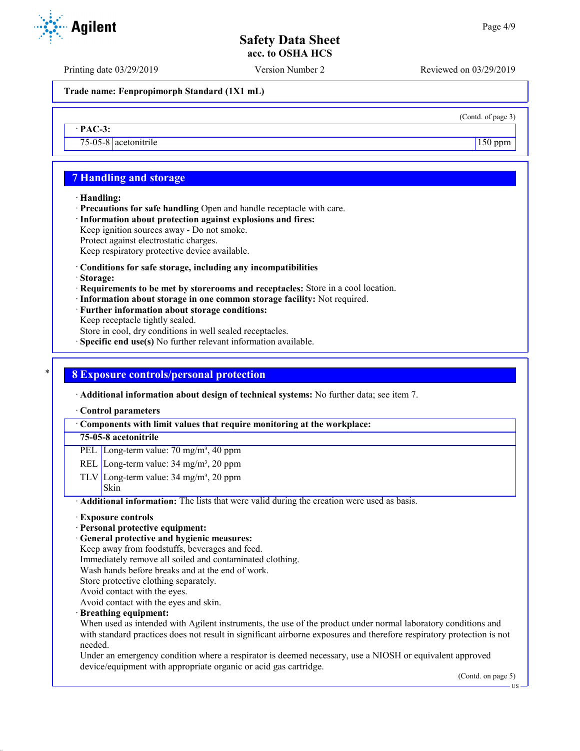(Contd. of page 3)

| · PAC-3: | | |
|---|---|---|
| 75-05-8 | acetonitrile | 150 ppm |

## 7 Handling and storage

· **Handling:**
· **Precautions for safe handling** Open and handle receptacle with care.
· **Information about protection against explosions and fires:**
Keep ignition sources away - Do not smoke.
Protect against electrostatic charges.
Keep respiratory protective device available.

· **Conditions for safe storage, including any incompatibilities**
· **Storage:**
· **Requirements to be met by storerooms and receptacles:** Store in a cool location.
· **Information about storage in one common storage facility:** Not required.
· **Further information about storage conditions:**
Keep receptacle tightly sealed.
Store in cool, dry conditions in well sealed receptacles.
· **Specific end use(s)** No further relevant information available.

## 8 Exposure controls/personal protection

· **Additional information about design of technical systems:** No further data; see item 7.

· **Control parameters**

| · Components with limit values that require monitoring at the workplace: | |
|---|---|
| **75-05-8 acetonitrile** | |
| PEL | Long-term value: 70 mg/m³, 40 ppm |
| REL | Long-term value: 34 mg/m³, 20 ppm |
| TLV | Long-term value: 34 mg/m³, 20 ppm<br>Skin |

· **Additional information:** The lists that were valid during the creation were used as basis.

· **Exposure controls**
· **Personal protective equipment:**
· **General protective and hygienic measures:**
Keep away from foodstuffs, beverages and feed.
Immediately remove all soiled and contaminated clothing.
Wash hands before breaks and at the end of work.
Store protective clothing separately.
Avoid contact with the eyes.
Avoid contact with the eyes and skin.
· **Breathing equipment:**
When used as intended with Agilent instruments, the use of the product under normal laboratory conditions and with standard practices does not result in significant airborne exposures and therefore respiratory protection is not needed.
Under an emergency condition where a respirator is deemed necessary, use a NIOSH or equivalent approved device/equipment with appropriate organic or acid gas cartridge.

(Contd. on page 5)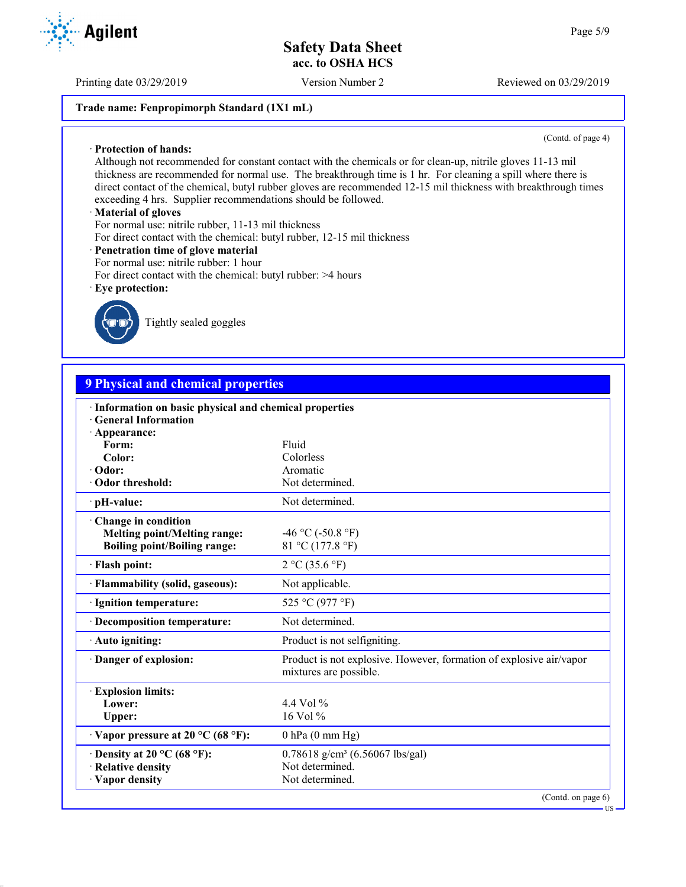**Trade name: Fenpropimorph Standard (1X1 mL)**

(Contd. of page 4)

· **Protection of hands:**
Although not recommended for constant contact with the chemicals or for clean-up, nitrile gloves 11-13 mil thickness are recommended for normal use. The breakthrough time is 1 hr. For cleaning a spill where there is direct contact of the chemical, butyl rubber gloves are recommended 12-15 mil thickness with breakthrough times exceeding 4 hrs. Supplier recommendations should be followed.

· **Material of gloves**
For normal use: nitrile rubber, 11-13 mil thickness
For direct contact with the chemical: butyl rubber, 12-15 mil thickness

· **Penetration time of glove material**
For normal use: nitrile rubber: 1 hour
For direct contact with the chemical: butyl rubber: >4 hours

· **Eye protection:**
Tightly sealed goggles

## 9 Physical and chemical properties

| | |
|---|---|
| · **Information on basic physical and chemical properties** | |
| · **General Information** | |
| · **Appearance:** | |
| **Form:** | Fluid |
| **Color:** | Colorless |
| · **Odor:** | Aromatic |
| · **Odor threshold:** | Not determined. |
| · **pH-value:** | Not determined. |
| · **Change in condition** | |
| **Melting point/Melting range:** | -46 °C (-50.8 °F) |
| **Boiling point/Boiling range:** | 81 °C (177.8 °F) |
| · **Flash point:** | 2 °C (35.6 °F) |
| · **Flammability (solid, gaseous):** | Not applicable. |
| · **Ignition temperature:** | 525 °C (977 °F) |
| · **Decomposition temperature:** | Not determined. |
| · **Auto igniting:** | Product is not selfigniting. |
| · **Danger of explosion:** | Product is not explosive. However, formation of explosive air/vapor mixtures are possible. |
| · **Explosion limits:** | |
| **Lower:** | 4.4 Vol % |
| **Upper:** | 16 Vol % |
| · **Vapor pressure at 20 °C (68 °F):** | 0 hPa (0 mm Hg) |
| · **Density at 20 °C (68 °F):** | 0.78618 g/cm³ (6.56067 lbs/gal) |
| · **Relative density** | Not determined. |
| · **Vapor density** | Not determined. |

(Contd. on page 6)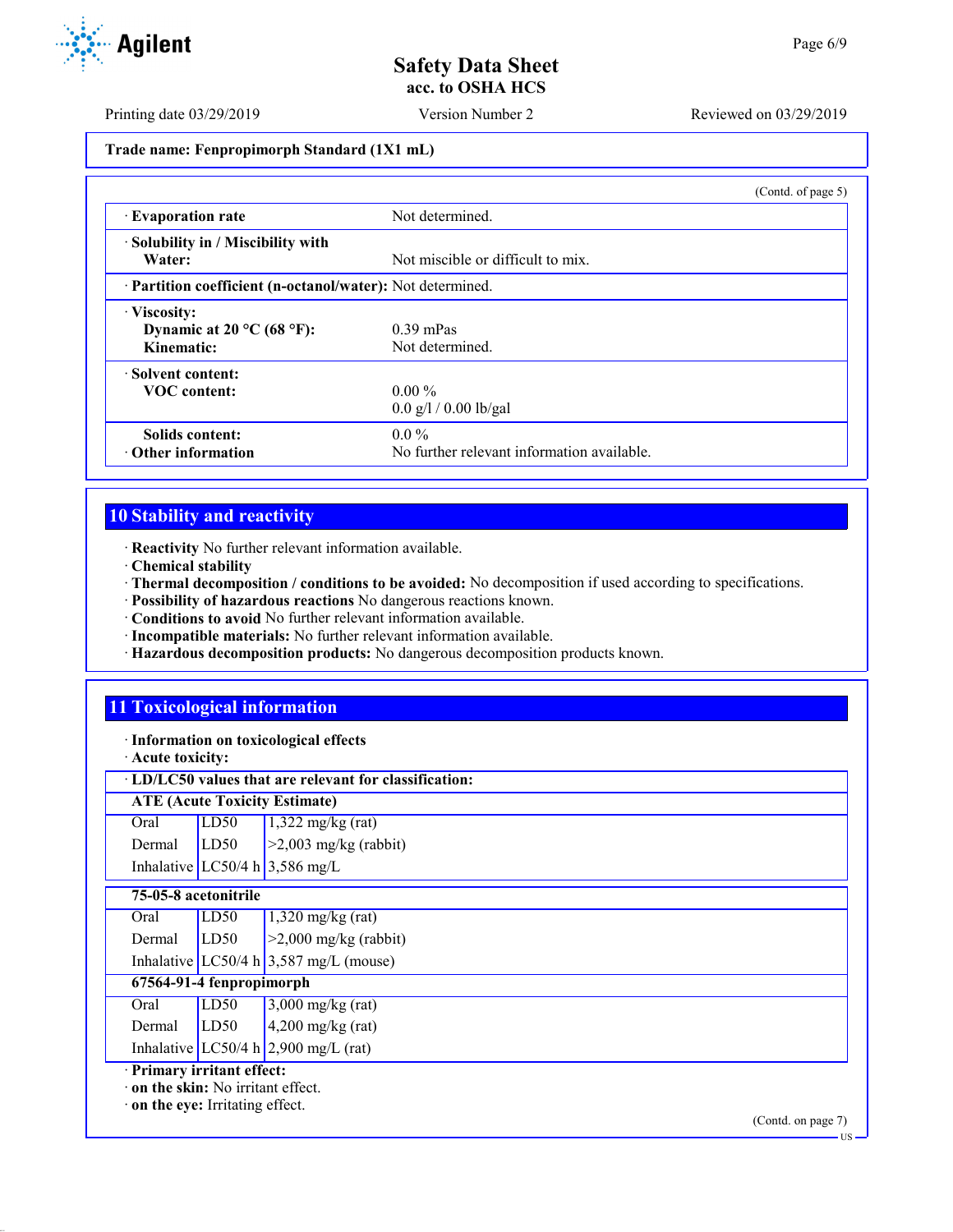Trade name: Fenpropimorph Standard (1X1 mL)

(Contd. of page 5)

| | |
|---|---|
| · **Evaporation rate** | Not determined. |
| · **Solubility in / Miscibility with Water:** | Not miscible or difficult to mix. |
| · **Partition coefficient (n-octanol/water):** | Not determined. |
| · **Viscosity:** | |
| **Dynamic at 20 °C (68 °F):** | 0.39 mPas |
| **Kinematic:** | Not determined. |
| · **Solvent content:** | |
| **VOC content:** | 0.00 % |
| | 0.0 g/l / 0.00 lb/gal |
| **Solids content:** | 0.0 % |
| · **Other information** | No further relevant information available. |

## 10 Stability and reactivity

· **Reactivity** No further relevant information available.
· **Chemical stability**
· **Thermal decomposition / conditions to be avoided:** No decomposition if used according to specifications.
· **Possibility of hazardous reactions** No dangerous reactions known.
· **Conditions to avoid** No further relevant information available.
· **Incompatible materials:** No further relevant information available.
· **Hazardous decomposition products:** No dangerous decomposition products known.

## 11 Toxicological information

· **Information on toxicological effects**
· **Acute toxicity:**

| · **LD/LC50 values that are relevant for classification:** | | |
|---|---|---|
| **ATE (Acute Toxicity Estimate)** | | |
| Oral | LD50 | 1,322 mg/kg (rat) |
| Dermal | LD50 | >2,003 mg/kg (rabbit) |
| Inhalative | LC50/4 h | 3,586 mg/L |
| **75-05-8 acetonitrile** | | |
| Oral | LD50 | 1,320 mg/kg (rat) |
| Dermal | LD50 | >2,000 mg/kg (rabbit) |
| Inhalative | LC50/4 h | 3,587 mg/L (mouse) |
| **67564-91-4 fenpropimorph** | | |
| Oral | LD50 | 3,000 mg/kg (rat) |
| Dermal | LD50 | 4,200 mg/kg (rat) |
| Inhalative | LC50/4 h | 2,900 mg/L (rat) |

· **Primary irritant effect:**
· **on the skin:** No irritant effect.
· **on the eye:** Irritating effect.

(Contd. on page 7)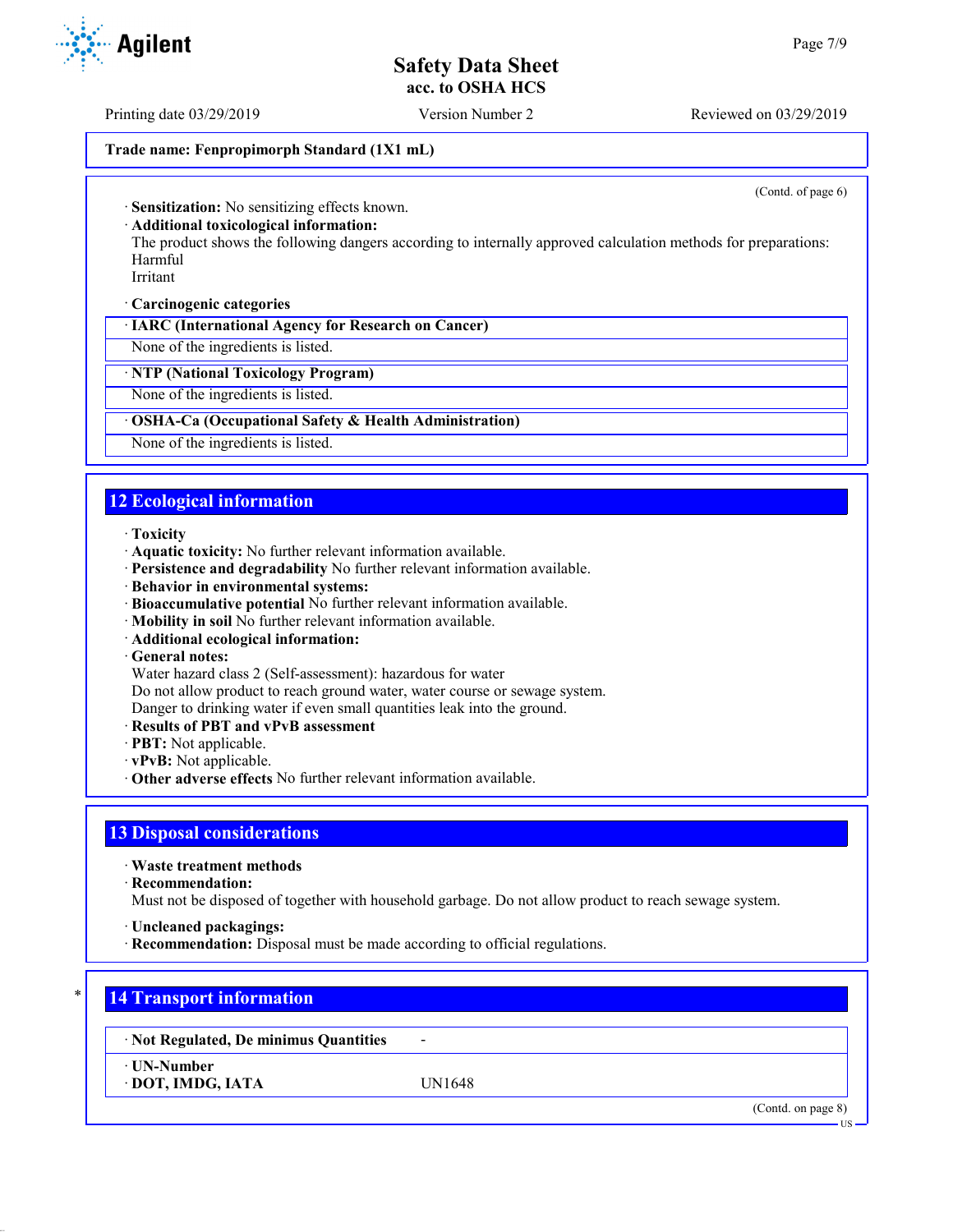(Contd. of page 6)

· **Sensitization:** No sensitizing effects known.
· **Additional toxicological information:**
The product shows the following dangers according to internally approved calculation methods for preparations:
Harmful
Irritant

· **Carcinogenic categories**

| · **IARC (International Agency for Research on Cancer)** |
|---|
| None of the ingredients is listed. |

| · **NTP (National Toxicology Program)** |
|---|
| None of the ingredients is listed. |

| · **OSHA-Ca (Occupational Safety & Health Administration)** |
|---|
| None of the ingredients is listed. |

## 12 Ecological information

· **Toxicity**
· **Aquatic toxicity:** No further relevant information available.
· **Persistence and degradability** No further relevant information available.
· **Behavior in environmental systems:**
· **Bioaccumulative potential** No further relevant information available.
· **Mobility in soil** No further relevant information available.
· **Additional ecological information:**
· **General notes:**
Water hazard class 2 (Self-assessment): hazardous for water
Do not allow product to reach ground water, water course or sewage system.
Danger to drinking water if even small quantities leak into the ground.
· **Results of PBT and vPvB assessment**
· **PBT:** Not applicable.
· **vPvB:** Not applicable.
· **Other adverse effects** No further relevant information available.

## 13 Disposal considerations

· **Waste treatment methods**
· **Recommendation:**
Must not be disposed of together with household garbage. Do not allow product to reach sewage system.

· **Uncleaned packagings:**
· **Recommendation:** Disposal must be made according to official regulations.

## * 14 Transport information

| · **Not Regulated, De minimus Quantities** | - |
|---|---|
| · **UN-Number** | |
| · **DOT, IMDG, IATA** | UN1648 |

(Contd. on page 8)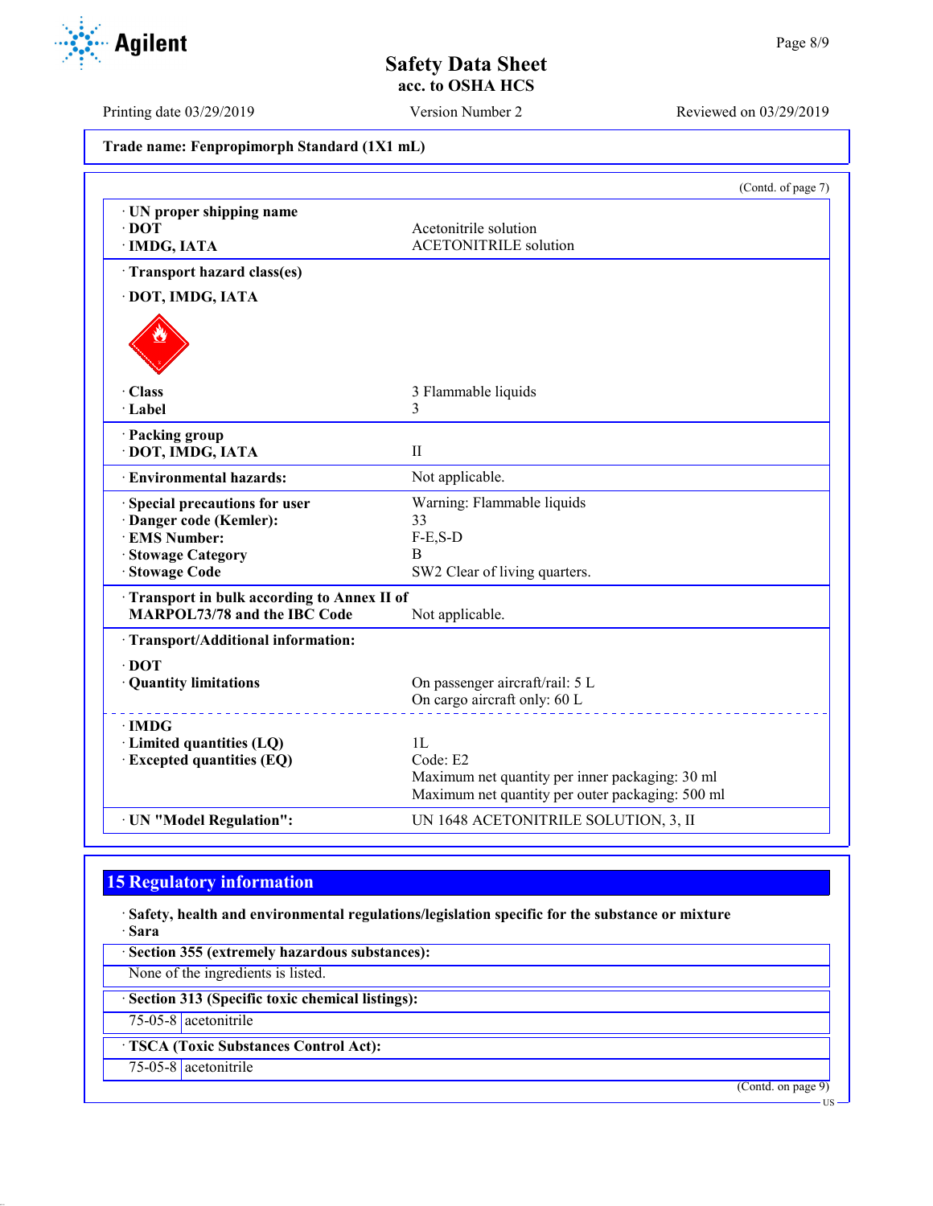Trade name: Fenpropimorph Standard (1X1 mL)

(Contd. of page 7)

| | |
|---|---|
| · **UN proper shipping name** | |
| · **DOT** | Acetonitrile solution |
| · **IMDG, IATA** | ACETONITRILE solution |
| · **Transport hazard class(es)** | |
| · **DOT, IMDG, IATA** | |
| · **Class** | 3 Flammable liquids |
| · **Label** | 3 |
| · **Packing group** | |
| · **DOT, IMDG, IATA** | II |
| · **Environmental hazards:** | Not applicable. |
| · **Special precautions for user** | Warning: Flammable liquids |
| · **Danger code (Kemler):** | 33 |
| · **EMS Number:** | F-E,S-D |
| · **Stowage Category** | B |
| · **Stowage Code** | SW2 Clear of living quarters. |
| · **Transport in bulk according to Annex II of MARPOL73/78 and the IBC Code** | Not applicable. |
| · **Transport/Additional information:** | |
| · **DOT** | |
| · **Quantity limitations** | On passenger aircraft/rail: 5 L<br>On cargo aircraft only: 60 L |
| · **IMDG** | |
| · **Limited quantities (LQ)** | 1L |
| · **Excepted quantities (EQ)** | Code: E2<br>Maximum net quantity per inner packaging: 30 ml<br>Maximum net quantity per outer packaging: 500 ml |
| · **UN "Model Regulation":** | UN 1648 ACETONITRILE SOLUTION, 3, II |

## 15 Regulatory information

· **Safety, health and environmental regulations/legislation specific for the substance or mixture**

· **Sara**

· **Section 355 (extremely hazardous substances):**

None of the ingredients is listed.

· **Section 313 (Specific toxic chemical listings):**

| | |
|---|---|
| 75-05-8 | acetonitrile |

· **TSCA (Toxic Substances Control Act):**

| | |
|---|---|
| 75-05-8 | acetonitrile |

(Contd. on page 9)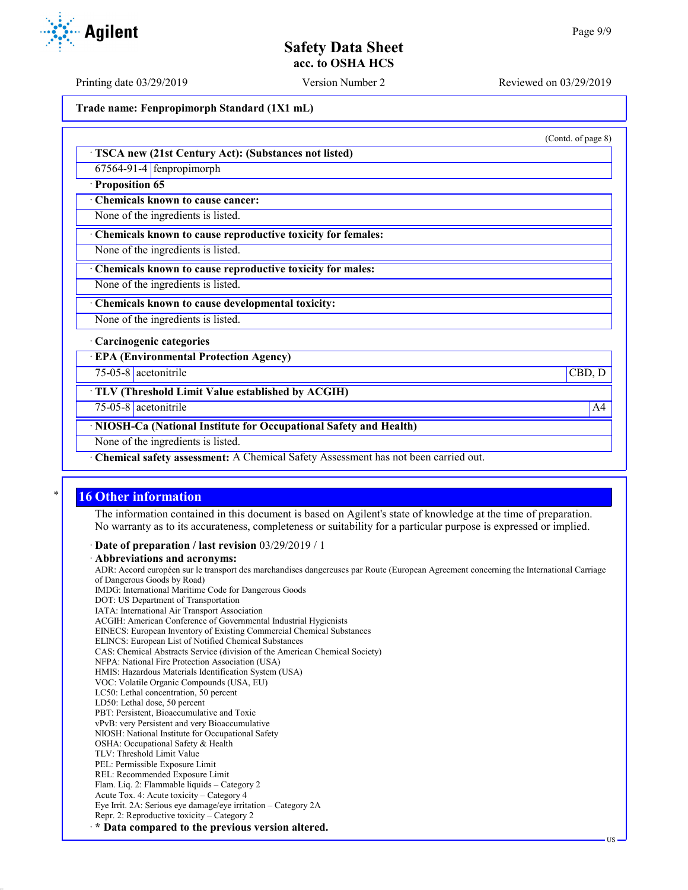Trade name: Fenpropimorph Standard (1X1 mL)

(Contd. of page 8)

· **TSCA new (21st Century Act): (Substances not listed)**

| | |
|---|---|
| 67564-91-4 | fenpropimorph |

· **Proposition 65**

· **Chemicals known to cause cancer:**

None of the ingredients is listed.

· **Chemicals known to cause reproductive toxicity for females:**

None of the ingredients is listed.

· **Chemicals known to cause reproductive toxicity for males:**

None of the ingredients is listed.

· **Chemicals known to cause developmental toxicity:**

None of the ingredients is listed.

· **Carcinogenic categories**

· **EPA (Environmental Protection Agency)**

| | | |
|---|---|---|
| 75-05-8 | acetonitrile | CBD, D |

· **TLV (Threshold Limit Value established by ACGIH)**

| | | |
|---|---|---|
| 75-05-8 | acetonitrile | A4 |

· **NIOSH-Ca (National Institute for Occupational Safety and Health)**

None of the ingredients is listed.

· **Chemical safety assessment:** A Chemical Safety Assessment has not been carried out.

## * 16 Other information

The information contained in this document is based on Agilent's state of knowledge at the time of preparation. No warranty as to its accurateness, completeness or suitability for a particular purpose is expressed or implied.

· **Date of preparation / last revision** 03/29/2019 / 1

· **Abbreviations and acronyms:**

ADR: Accord européen sur le transport des marchandises dangereuses par Route (European Agreement concerning the International Carriage of Dangerous Goods by Road)
IMDG: International Maritime Code for Dangerous Goods
DOT: US Department of Transportation
IATA: International Air Transport Association
ACGIH: American Conference of Governmental Industrial Hygienists
EINECS: European Inventory of Existing Commercial Chemical Substances
ELINCS: European List of Notified Chemical Substances
CAS: Chemical Abstracts Service (division of the American Chemical Society)
NFPA: National Fire Protection Association (USA)
HMIS: Hazardous Materials Identification System (USA)
VOC: Volatile Organic Compounds (USA, EU)
LC50: Lethal concentration, 50 percent
LD50: Lethal dose, 50 percent
PBT: Persistent, Bioaccumulative and Toxic
vPvB: very Persistent and very Bioaccumulative
NIOSH: National Institute for Occupational Safety
OSHA: Occupational Safety & Health
TLV: Threshold Limit Value
PEL: Permissible Exposure Limit
REL: Recommended Exposure Limit
Flam. Liq. 2: Flammable liquids – Category 2
Acute Tox. 4: Acute toxicity – Category 4
Eye Irrit. 2A: Serious eye damage/eye irritation – Category 2A
Repr. 2: Reproductive toxicity – Category 2

· **\* Data compared to the previous version altered.**